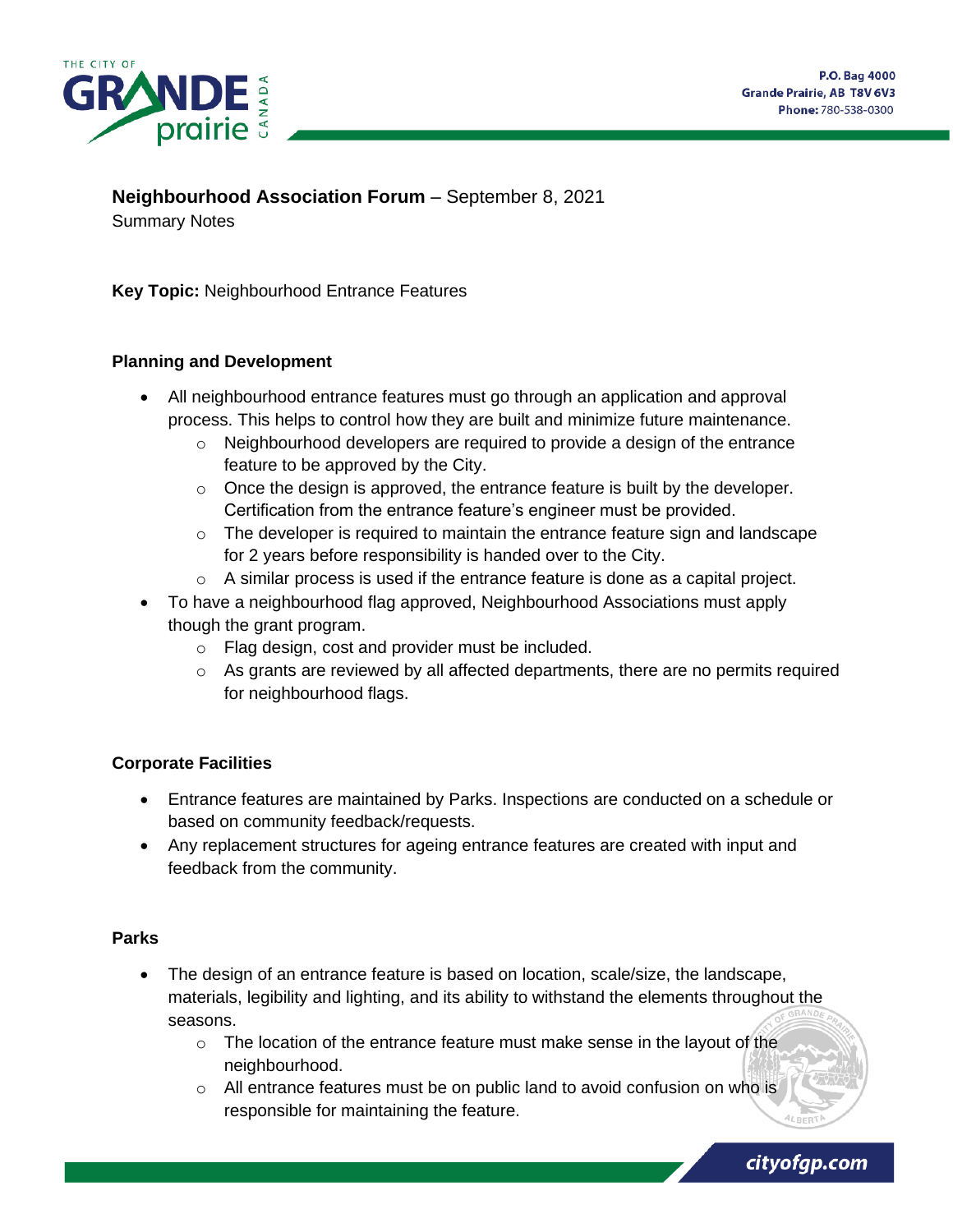**Neighbourhood Association Forum** – September 8, 2021
Summary Notes

**Key Topic:** Neighbourhood Entrance Features

## Planning and Development

- All neighbourhood entrance features must go through an application and approval process. This helps to control how they are built and minimize future maintenance.
  - Neighbourhood developers are required to provide a design of the entrance feature to be approved by the City.
  - Once the design is approved, the entrance feature is built by the developer. Certification from the entrance feature's engineer must be provided.
  - The developer is required to maintain the entrance feature sign and landscape for 2 years before responsibility is handed over to the City.
  - A similar process is used if the entrance feature is done as a capital project.
- To have a neighbourhood flag approved, Neighbourhood Associations must apply though the grant program.
  - Flag design, cost and provider must be included.
  - As grants are reviewed by all affected departments, there are no permits required for neighbourhood flags.

## Corporate Facilities

- Entrance features are maintained by Parks. Inspections are conducted on a schedule or based on community feedback/requests.
- Any replacement structures for ageing entrance features are created with input and feedback from the community.

## Parks

- The design of an entrance feature is based on location, scale/size, the landscape, materials, legibility and lighting, and its ability to withstand the elements throughout the seasons.
  - The location of the entrance feature must make sense in the layout of the neighbourhood.
  - All entrance features must be on public land to avoid confusion on who is responsible for maintaining the feature.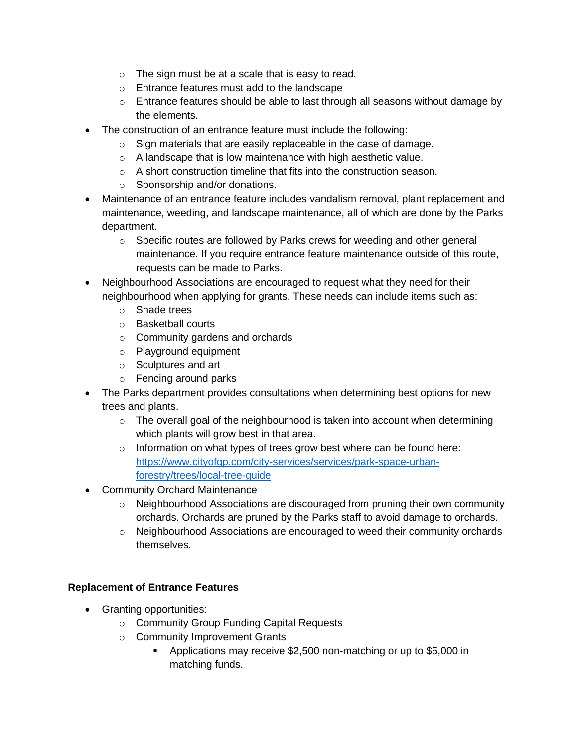- The sign must be at a scale that is easy to read.
  - Entrance features must add to the landscape
  - Entrance features should be able to last through all seasons without damage by the elements.
- The construction of an entrance feature must include the following:
  - Sign materials that are easily replaceable in the case of damage.
  - A landscape that is low maintenance with high aesthetic value.
  - A short construction timeline that fits into the construction season.
  - Sponsorship and/or donations.
- Maintenance of an entrance feature includes vandalism removal, plant replacement and maintenance, weeding, and landscape maintenance, all of which are done by the Parks department.
  - Specific routes are followed by Parks crews for weeding and other general maintenance. If you require entrance feature maintenance outside of this route, requests can be made to Parks.
- Neighbourhood Associations are encouraged to request what they need for their neighbourhood when applying for grants. These needs can include items such as:
  - Shade trees
  - Basketball courts
  - Community gardens and orchards
  - Playground equipment
  - Sculptures and art
  - Fencing around parks
- The Parks department provides consultations when determining best options for new trees and plants.
  - The overall goal of the neighbourhood is taken into account when determining which plants will grow best in that area.
  - Information on what types of trees grow best where can be found here: [https://www.cityofgp.com/city-services/services/park-space-urban-forestry/trees/local-tree-guide](https://www.cityofgp.com/city-services/services/park-space-urban-forestry/trees/local-tree-guide)
- Community Orchard Maintenance
  - Neighbourhood Associations are discouraged from pruning their own community orchards. Orchards are pruned by the Parks staff to avoid damage to orchards.
  - Neighbourhood Associations are encouraged to weed their community orchards themselves.

**Replacement of Entrance Features**

- Granting opportunities:
  - Community Group Funding Capital Requests
  - Community Improvement Grants
    - Applications may receive $2,500 non-matching or up to $5,000 in matching funds.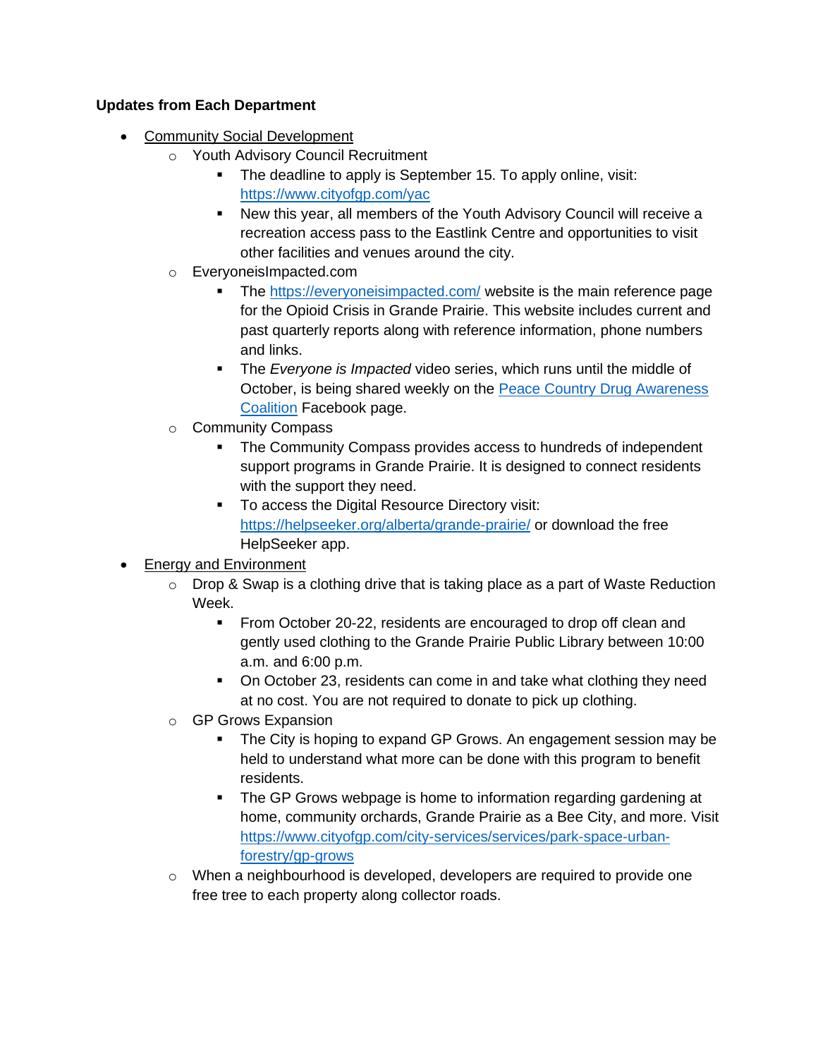**Updates from Each Department**

- Community Social Development
  - Youth Advisory Council Recruitment
    - The deadline to apply is September 15. To apply online, visit: [https://www.cityofgp.com/yac](https://www.cityofgp.com/yac)
    - New this year, all members of the Youth Advisory Council will receive a recreation access pass to the Eastlink Centre and opportunities to visit other facilities and venues around the city.
  - EveryoneisImpacted.com
    - The [https://everyoneisimpacted.com/](https://everyoneisimpacted.com/) website is the main reference page for the Opioid Crisis in Grande Prairie. This website includes current and past quarterly reports along with reference information, phone numbers and links.
    - The *Everyone is Impacted* video series, which runs until the middle of October, is being shared weekly on the Peace Country Drug Awareness Coalition Facebook page.
  - Community Compass
    - The Community Compass provides access to hundreds of independent support programs in Grande Prairie. It is designed to connect residents with the support they need.
    - To access the Digital Resource Directory visit: [https://helpseeker.org/alberta/grande-prairie/](https://helpseeker.org/alberta/grande-prairie/) or download the free HelpSeeker app.
- Energy and Environment
  - Drop & Swap is a clothing drive that is taking place as a part of Waste Reduction Week.
    - From October 20-22, residents are encouraged to drop off clean and gently used clothing to the Grande Prairie Public Library between 10:00 a.m. and 6:00 p.m.
    - On October 23, residents can come in and take what clothing they need at no cost. You are not required to donate to pick up clothing.
  - GP Grows Expansion
    - The City is hoping to expand GP Grows. An engagement session may be held to understand what more can be done with this program to benefit residents.
    - The GP Grows webpage is home to information regarding gardening at home, community orchards, Grande Prairie as a Bee City, and more. Visit [https://www.cityofgp.com/city-services/services/park-space-urban-forestry/gp-grows](https://www.cityofgp.com/city-services/services/park-space-urban-forestry/gp-grows)
  - When a neighbourhood is developed, developers are required to provide one free tree to each property along collector roads.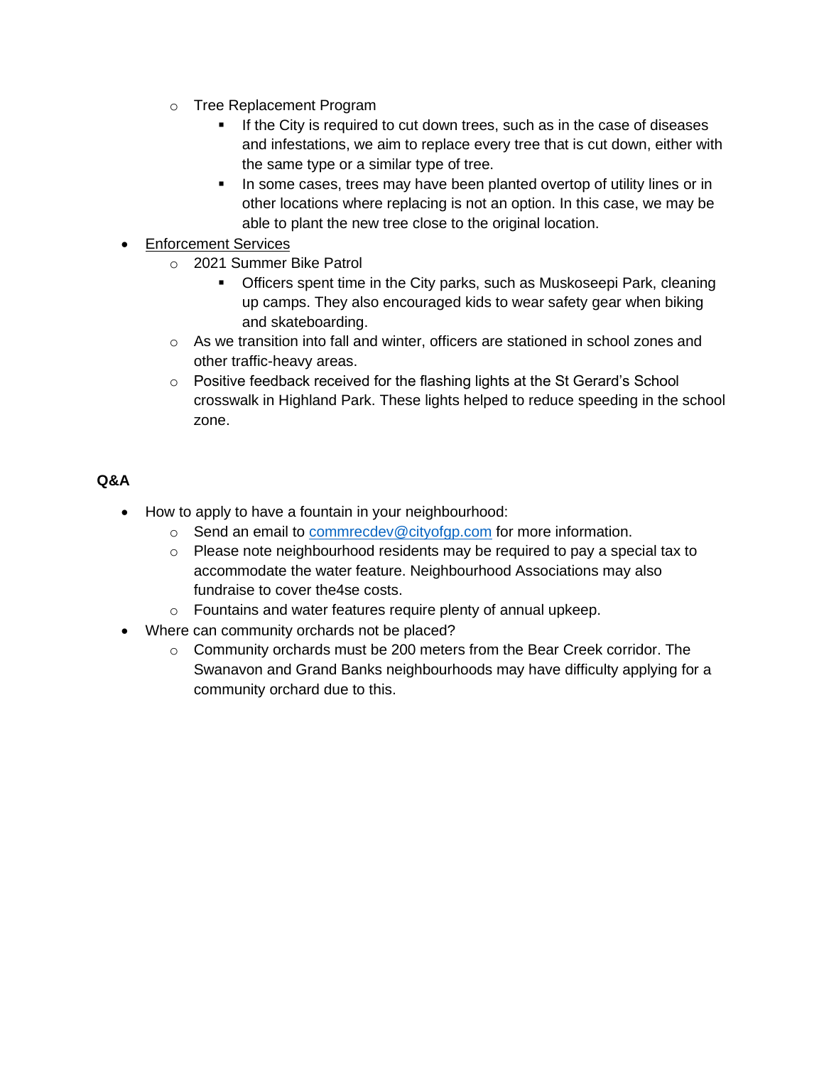- Tree Replacement Program
    - If the City is required to cut down trees, such as in the case of diseases and infestations, we aim to replace every tree that is cut down, either with the same type or a similar type of tree.
    - In some cases, trees may have been planted overtop of utility lines or in other locations where replacing is not an option. In this case, we may be able to plant the new tree close to the original location.

- <u>Enforcement Services</u>
    - 2021 Summer Bike Patrol
        - Officers spent time in the City parks, such as Muskoseepi Park, cleaning up camps. They also encouraged kids to wear safety gear when biking and skateboarding.
    - As we transition into fall and winter, officers are stationed in school zones and other traffic-heavy areas.
    - Positive feedback received for the flashing lights at the St Gerard's School crosswalk in Highland Park. These lights helped to reduce speeding in the school zone.

**Q&A**

- How to apply to have a fountain in your neighbourhood:
    - Send an email to [commrecdev@cityofgp.com](mailto:commrecdev@cityofgp.com) for more information.
    - Please note neighbourhood residents may be required to pay a special tax to accommodate the water feature. Neighbourhood Associations may also fundraise to cover the4se costs.
    - Fountains and water features require plenty of annual upkeep.
- Where can community orchards not be placed?
    - Community orchards must be 200 meters from the Bear Creek corridor. The Swanavon and Grand Banks neighbourhoods may have difficulty applying for a community orchard due to this.